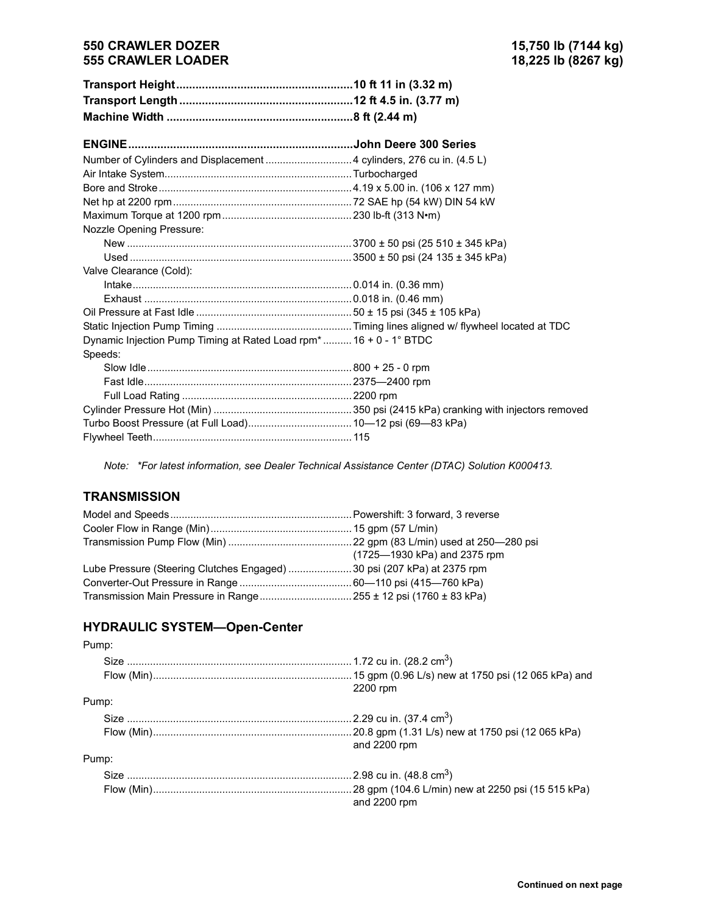## 550 CRAWLER DOZER — 15,750 lb (7144 kg)
## 555 CRAWLER LOADER — 18,225 lb (8267 kg)

| | |
|---|---|
| **Transport Height** | **10 ft 11 in (3.32 m)** |
| **Transport Length** | **12 ft 4.5 in. (3.77 m)** |
| **Machine Width** | **8 ft (2.44 m)** |

| **ENGINE** | **John Deere 300 Series** |
|---|---|
| Number of Cylinders and Displacement | 4 cylinders, 276 cu in. (4.5 L) |
| Air Intake System | Turbocharged |
| Bore and Stroke | 4.19 x 5.00 in. (106 x 127 mm) |
| Net hp at 2200 rpm | 72 SAE hp (54 kW) DIN 54 kW |
| Maximum Torque at 1200 rpm | 230 lb-ft (313 N•m) |
| Nozzle Opening Pressure: | |
| New | 3700 ± 50 psi (25 510 ± 345 kPa) |
| Used | 3500 ± 50 psi (24 135 ± 345 kPa) |
| Valve Clearance (Cold): | |
| Intake | 0.014 in. (0.36 mm) |
| Exhaust | 0.018 in. (0.46 mm) |
| Oil Pressure at Fast Idle | 50 ± 15 psi (345 ± 105 kPa) |
| Static Injection Pump Timing | Timing lines aligned w/ flywheel located at TDC |
| Dynamic Injection Pump Timing at Rated Load rpm* | 16 + 0 - 1° BTDC |
| Speeds: | |
| Slow Idle | 800 + 25 - 0 rpm |
| Fast Idle | 2375—2400 rpm |
| Full Load Rating | 2200 rpm |
| Cylinder Pressure Hot (Min) | 350 psi (2415 kPa) cranking with injectors removed |
| Turbo Boost Pressure (at Full Load) | 10—12 psi (69—83 kPa) |
| Flywheel Teeth | 115 |

*Note: *For latest information, see Dealer Technical Assistance Center (DTAC) Solution K000413.*

## TRANSMISSION

| | |
|---|---|
| Model and Speeds | Powershift: 3 forward, 3 reverse |
| Cooler Flow in Range (Min) | 15 gpm (57 L/min) |
| Transmission Pump Flow (Min) | 22 gpm (83 L/min) used at 250—280 psi (1725—1930 kPa) and 2375 rpm |
| Lube Pressure (Steering Clutches Engaged) | 30 psi (207 kPa) at 2375 rpm |
| Converter-Out Pressure in Range | 60—110 psi (415—760 kPa) |
| Transmission Main Pressure in Range | 255 ± 12 psi (1760 ± 83 kPa) |

## HYDRAULIC SYSTEM—Open-Center

| | |
|---|---|
| Pump: | |
| Size | 1.72 cu in. (28.2 $cm^3$) |
| Flow (Min) | 15 gpm (0.96 L/s) new at 1750 psi (12 065 kPa) and 2200 rpm |
| Pump: | |
| Size | 2.29 cu in. (37.4 $cm^3$) |
| Flow (Min) | 20.8 gpm (1.31 L/s) new at 1750 psi (12 065 kPa) and 2200 rpm |
| Pump: | |
| Size | 2.98 cu in. (48.8 $cm^3$) |
| Flow (Min) | 28 gpm (104.6 L/min) new at 2250 psi (15 515 kPa) and 2200 rpm |

**Continued on next page**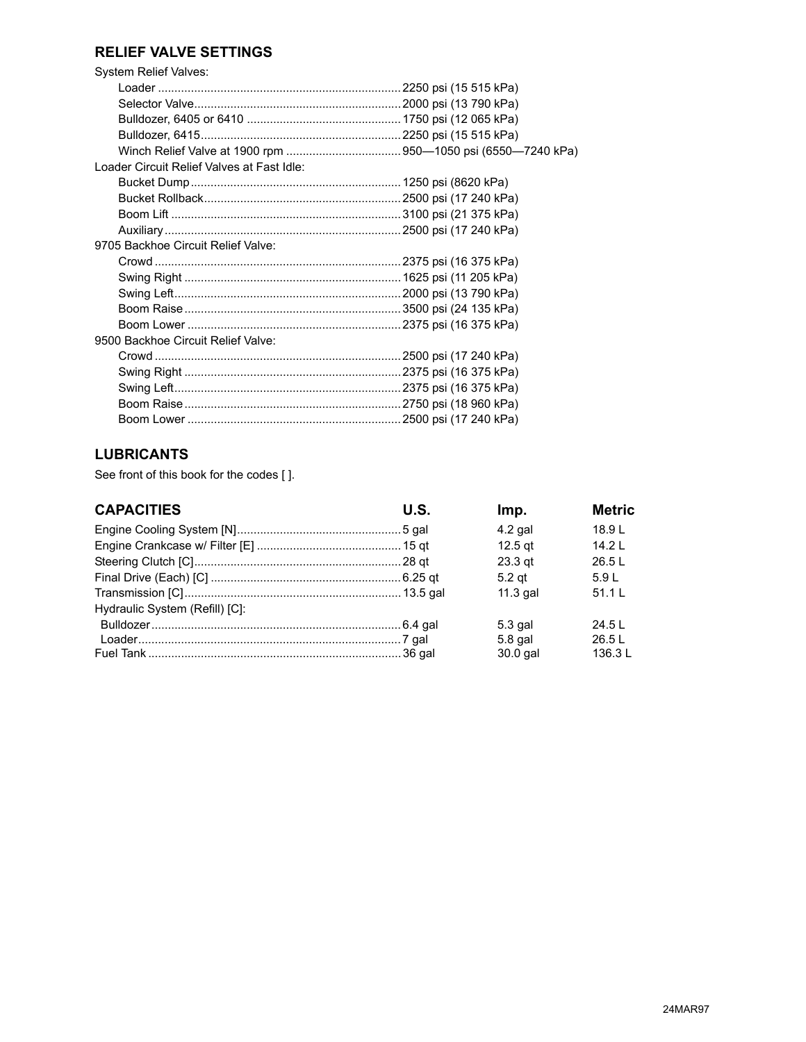## RELIEF VALVE SETTINGS

System Relief Valves:

| | |
|---|---|
| Loader | 2250 psi (15 515 kPa) |
| Selector Valve | 2000 psi (13 790 kPa) |
| Bulldozer, 6405 or 6410 | 1750 psi (12 065 kPa) |
| Bulldozer, 6415 | 2250 psi (15 515 kPa) |
| Winch Relief Valve at 1900 rpm | 950—1050 psi (6550—7240 kPa) |

Loader Circuit Relief Valves at Fast Idle:

| | |
|---|---|
| Bucket Dump | 1250 psi (8620 kPa) |
| Bucket Rollback | 2500 psi (17 240 kPa) |
| Boom Lift | 3100 psi (21 375 kPa) |
| Auxiliary | 2500 psi (17 240 kPa) |

9705 Backhoe Circuit Relief Valve:

| | |
|---|---|
| Crowd | 2375 psi (16 375 kPa) |
| Swing Right | 1625 psi (11 205 kPa) |
| Swing Left | 2000 psi (13 790 kPa) |
| Boom Raise | 3500 psi (24 135 kPa) |
| Boom Lower | 2375 psi (16 375 kPa) |

9500 Backhoe Circuit Relief Valve:

| | |
|---|---|
| Crowd | 2500 psi (17 240 kPa) |
| Swing Right | 2375 psi (16 375 kPa) |
| Swing Left | 2375 psi (16 375 kPa) |
| Boom Raise | 2750 psi (18 960 kPa) |
| Boom Lower | 2500 psi (17 240 kPa) |

## LUBRICANTS

See front of this book for the codes [ ].

| CAPACITIES | U.S. | Imp. | Metric |
|---|---|---|---|
| Engine Cooling System [N] | 5 gal | 4.2 gal | 18.9 L |
| Engine Crankcase w/ Filter [E] | 15 qt | 12.5 qt | 14.2 L |
| Steering Clutch [C] | 28 qt | 23.3 qt | 26.5 L |
| Final Drive (Each) [C] | 6.25 qt | 5.2 qt | 5.9 L |
| Transmission [C] | 13.5 gal | 11.3 gal | 51.1 L |
| Hydraulic System (Refill) [C]: | | | |
| Bulldozer | 6.4 gal | 5.3 gal | 24.5 L |
| Loader | 7 gal | 5.8 gal | 26.5 L |
| Fuel Tank | 36 gal | 30.0 gal | 136.3 L |

24MAR97